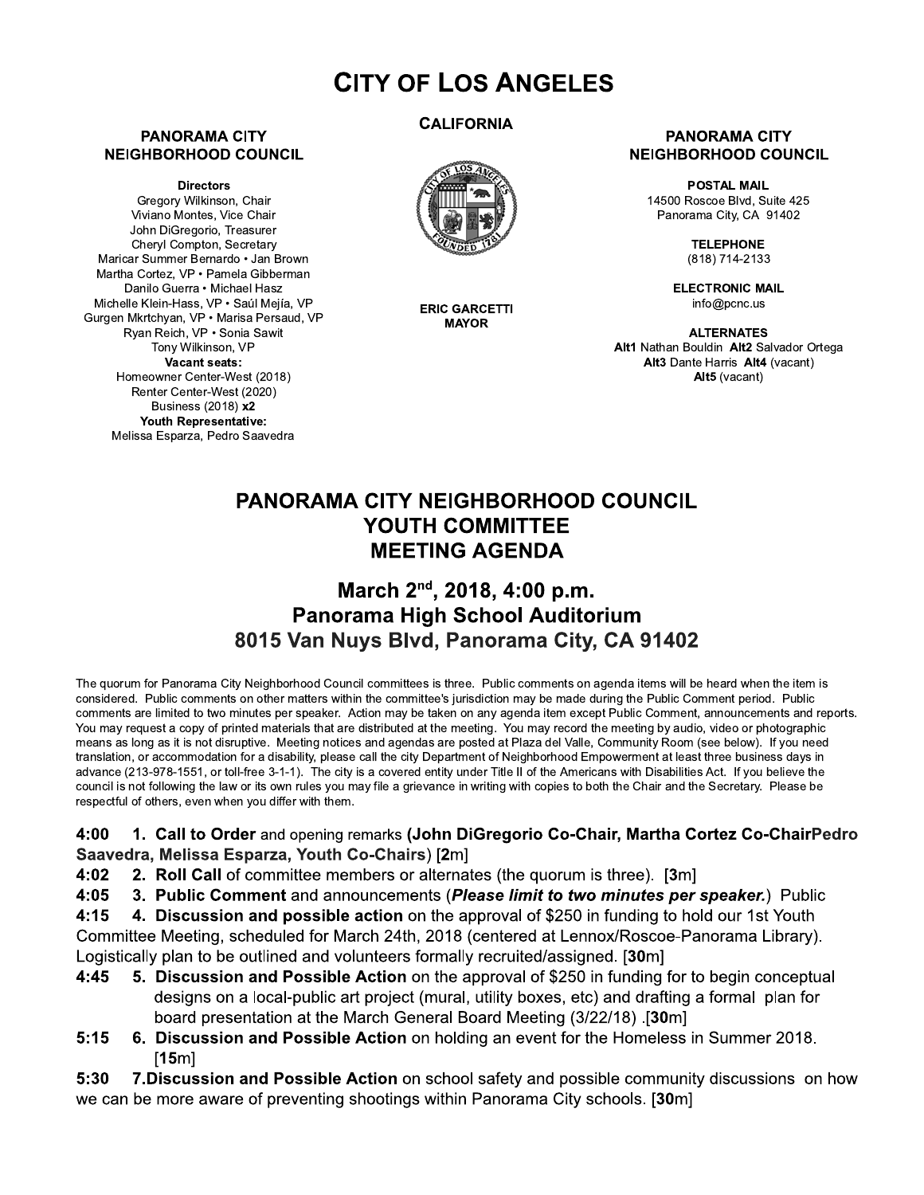# CITY OF LOS ANGELES

**CALIFORNIA**

**PANORAMA CITY NEIGHBORHOOD COUNCIL**

**Directors**
Gregory Wilkinson, Chair
Viviano Montes, Vice Chair
John DiGregorio, Treasurer
Cheryl Compton, Secretary
Maricar Summer Bernardo • Jan Brown
Martha Cortez, VP • Pamela Gibberman
Danilo Guerra • Michael Hasz
Michelle Klein-Hass, VP • Saúl Mejía, VP
Gurgen Mkrtchyan, VP • Marisa Persaud, VP
Ryan Reich, VP • Sonia Sawit
Tony Wilkinson, VP
**Vacant seats:**
Homeowner Center-West (2018)
Renter Center-West (2020)
Business (2018) **x2**
**Youth Representative:**
Melissa Esparza, Pedro Saavedra

**ERIC GARCETTI**
**MAYOR**

**PANORAMA CITY NEIGHBORHOOD COUNCIL**

**POSTAL MAIL**
14500 Roscoe Blvd, Suite 425
Panorama City, CA 91402

**TELEPHONE**
(818) 714-2133

**ELECTRONIC MAIL**
info@pcnc.us

**ALTERNATES**
**Alt1** Nathan Bouldin **Alt2** Salvador Ortega
**Alt3** Dante Harris **Alt4** (vacant)
**Alt5** (vacant)

## PANORAMA CITY NEIGHBORHOOD COUNCIL YOUTH COMMITTEE MEETING AGENDA

### March 2nd, 2018, 4:00 p.m.
### Panorama High School Auditorium
### 8015 Van Nuys Blvd, Panorama City, CA 91402

The quorum for Panorama City Neighborhood Council committees is three. Public comments on agenda items will be heard when the item is considered. Public comments on other matters within the committee's jurisdiction may be made during the Public Comment period. Public comments are limited to two minutes per speaker. Action may be taken on any agenda item except Public Comment, announcements and reports. You may request a copy of printed materials that are distributed at the meeting. You may record the meeting by audio, video or photographic means as long as it is not disruptive. Meeting notices and agendas are posted at Plaza del Valle, Community Room (see below). If you need translation, or accommodation for a disability, please call the city Department of Neighborhood Empowerment at least three business days in advance (213-978-1551, or toll-free 3-1-1). The city is a covered entity under Title II of the Americans with Disabilities Act. If you believe the council is not following the law or its own rules you may file a grievance in writing with copies to both the Chair and the Secretary. Please be respectful of others, even when you differ with them.

**4:00** **1. Call to Order** and opening remarks **(John DiGregorio Co-Chair, Martha Cortez Co-ChairPedro Saavedra, Melissa Esparza, Youth Co-Chairs)** [**2**m]

**4:02** **2. Roll Call** of committee members or alternates (the quorum is three). [**3**m]

**4:05** **3. Public Comment** and announcements (***Please limit to two minutes per speaker.***) Public

**4:15** **4. Discussion and possible action** on the approval of $250 in funding to hold our 1st Youth Committee Meeting, scheduled for March 24th, 2018 (centered at Lennox/Roscoe-Panorama Library). Logistically plan to be outlined and volunteers formally recruited/assigned. [**30**m]

**4:45** **5. Discussion and Possible Action** on the approval of $250 in funding for to begin conceptual designs on a local-public art project (mural, utility boxes, etc) and drafting a formal plan for board presentation at the March General Board Meeting (3/22/18) .[**30**m]

**5:15** **6. Discussion and Possible Action** on holding an event for the Homeless in Summer 2018. [**15**m]

**5:30** **7.Discussion and Possible Action** on school safety and possible community discussions on how we can be more aware of preventing shootings within Panorama City schools. [**30**m]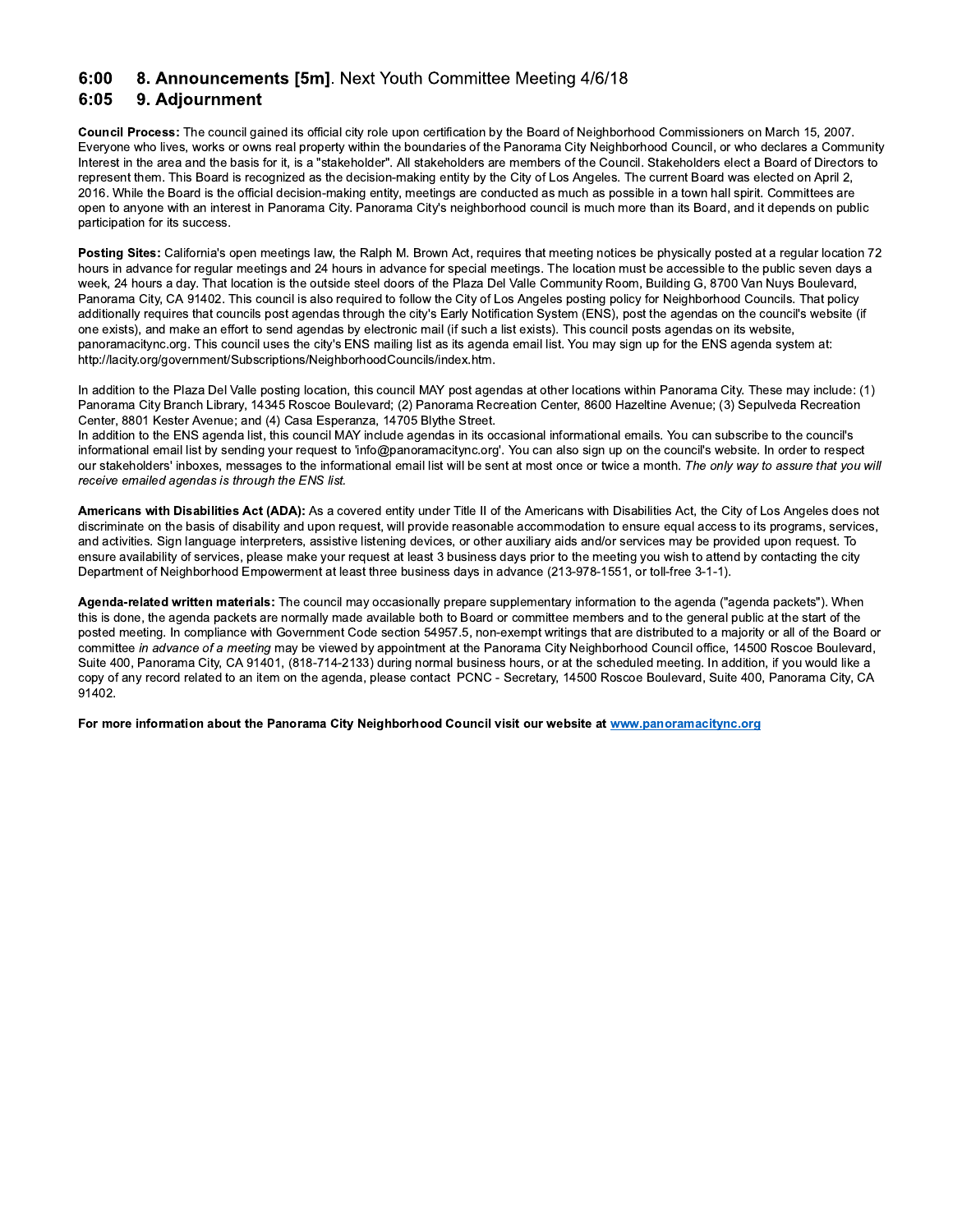**6:00 8. Announcements [5m]**. Next Youth Committee Meeting 4/6/18

**6:05 9. Adjournment**

**Council Process:** The council gained its official city role upon certification by the Board of Neighborhood Commissioners on March 15, 2007. Everyone who lives, works or owns real property within the boundaries of the Panorama City Neighborhood Council, or who declares a Community Interest in the area and the basis for it, is a "stakeholder". All stakeholders are members of the Council. Stakeholders elect a Board of Directors to represent them. This Board is recognized as the decision-making entity by the City of Los Angeles. The current Board was elected on April 2, 2016. While the Board is the official decision-making entity, meetings are conducted as much as possible in a town hall spirit. Committees are open to anyone with an interest in Panorama City. Panorama City's neighborhood council is much more than its Board, and it depends on public participation for its success.

**Posting Sites:** California's open meetings law, the Ralph M. Brown Act, requires that meeting notices be physically posted at a regular location 72 hours in advance for regular meetings and 24 hours in advance for special meetings. The location must be accessible to the public seven days a week, 24 hours a day. That location is the outside steel doors of the Plaza Del Valle Community Room, Building G, 8700 Van Nuys Boulevard, Panorama City, CA 91402. This council is also required to follow the City of Los Angeles posting policy for Neighborhood Councils. That policy additionally requires that councils post agendas through the city's Early Notification System (ENS), post the agendas on the council's website (if one exists), and make an effort to send agendas by electronic mail (if such a list exists). This council posts agendas on its website, panoramacitync.org. This council uses the city's ENS mailing list as its agenda email list. You may sign up for the ENS agenda system at: http://lacity.org/government/Subscriptions/NeighborhoodCouncils/index.htm.

In addition to the Plaza Del Valle posting location, this council MAY post agendas at other locations within Panorama City. These may include: (1) Panorama City Branch Library, 14345 Roscoe Boulevard; (2) Panorama Recreation Center, 8600 Hazeltine Avenue; (3) Sepulveda Recreation Center, 8801 Kester Avenue; and (4) Casa Esperanza, 14705 Blythe Street.
In addition to the ENS agenda list, this council MAY include agendas in its occasional informational emails. You can subscribe to the council's informational email list by sending your request to 'info@panoramacitync.org'. You can also sign up on the council's website. In order to respect our stakeholders' inboxes, messages to the informational email list will be sent at most once or twice a month. *The only way to assure that you will receive emailed agendas is through the ENS list.*

**Americans with Disabilities Act (ADA):** As a covered entity under Title II of the Americans with Disabilities Act, the City of Los Angeles does not discriminate on the basis of disability and upon request, will provide reasonable accommodation to ensure equal access to its programs, services, and activities. Sign language interpreters, assistive listening devices, or other auxiliary aids and/or services may be provided upon request. To ensure availability of services, please make your request at least 3 business days prior to the meeting you wish to attend by contacting the city Department of Neighborhood Empowerment at least three business days in advance (213-978-1551, or toll-free 3-1-1).

**Agenda-related written materials:** The council may occasionally prepare supplementary information to the agenda ("agenda packets"). When this is done, the agenda packets are normally made available both to Board or committee members and to the general public at the start of the posted meeting. In compliance with Government Code section 54957.5, non-exempt writings that are distributed to a majority or all of the Board or committee *in advance of a meeting* may be viewed by appointment at the Panorama City Neighborhood Council office, 14500 Roscoe Boulevard, Suite 400, Panorama City, CA 91401, (818-714-2133) during normal business hours, or at the scheduled meeting. In addition, if you would like a copy of any record related to an item on the agenda, please contact PCNC - Secretary, 14500 Roscoe Boulevard, Suite 400, Panorama City, CA 91402.

**For more information about the Panorama City Neighborhood Council visit our website at [www.panoramacitync.org](http://www.panoramacitync.org)**